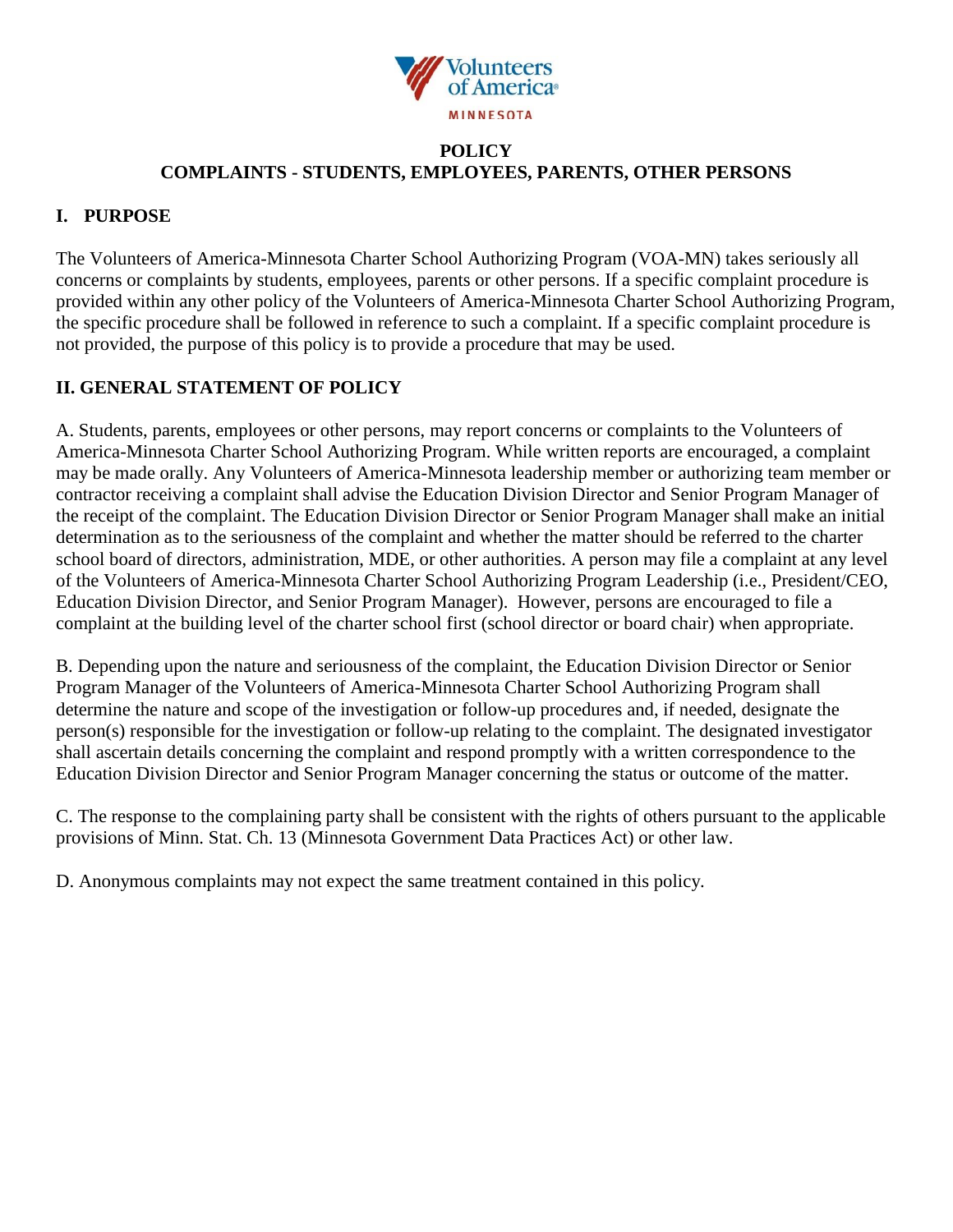Volunteers of America

MINNESOTA

# POLICY

# COMPLAINTS - STUDENTS, EMPLOYEES, PARENTS, OTHER PERSONS

## I. PURPOSE

The Volunteers of America-Minnesota Charter School Authorizing Program (VOA-MN) takes seriously all concerns or complaints by students, employees, parents or other persons. If a specific complaint procedure is provided within any other policy of the Volunteers of America-Minnesota Charter School Authorizing Program, the specific procedure shall be followed in reference to such a complaint. If a specific complaint procedure is not provided, the purpose of this policy is to provide a procedure that may be used.

## II. GENERAL STATEMENT OF POLICY

A. Students, parents, employees or other persons, may report concerns or complaints to the Volunteers of America-Minnesota Charter School Authorizing Program. While written reports are encouraged, a complaint may be made orally. Any Volunteers of America-Minnesota leadership member or authorizing team member or contractor receiving a complaint shall advise the Education Division Director and Senior Program Manager of the receipt of the complaint. The Education Division Director or Senior Program Manager shall make an initial determination as to the seriousness of the complaint and whether the matter should be referred to the charter school board of directors, administration, MDE, or other authorities. A person may file a complaint at any level of the Volunteers of America-Minnesota Charter School Authorizing Program Leadership (i.e., President/CEO, Education Division Director, and Senior Program Manager). However, persons are encouraged to file a complaint at the building level of the charter school first (school director or board chair) when appropriate.

B. Depending upon the nature and seriousness of the complaint, the Education Division Director or Senior Program Manager of the Volunteers of America-Minnesota Charter School Authorizing Program shall determine the nature and scope of the investigation or follow-up procedures and, if needed, designate the person(s) responsible for the investigation or follow-up relating to the complaint. The designated investigator shall ascertain details concerning the complaint and respond promptly with a written correspondence to the Education Division Director and Senior Program Manager concerning the status or outcome of the matter.

C. The response to the complaining party shall be consistent with the rights of others pursuant to the applicable provisions of Minn. Stat. Ch. 13 (Minnesota Government Data Practices Act) or other law.

D. Anonymous complaints may not expect the same treatment contained in this policy.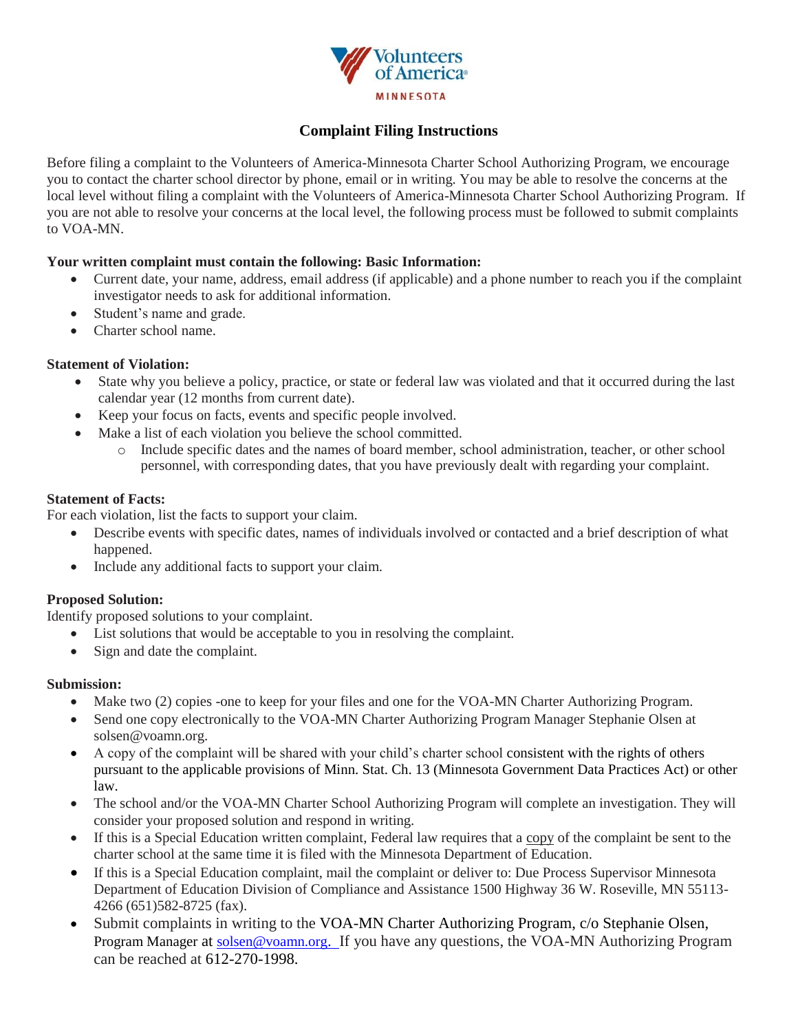Volunteers of America
MINNESOTA

# Complaint Filing Instructions

Before filing a complaint to the Volunteers of America-Minnesota Charter School Authorizing Program, we encourage you to contact the charter school director by phone, email or in writing. You may be able to resolve the concerns at the local level without filing a complaint with the Volunteers of America-Minnesota Charter School Authorizing Program. If you are not able to resolve your concerns at the local level, the following process must be followed to submit complaints to VOA-MN.

**Your written complaint must contain the following: Basic Information:**

- Current date, your name, address, email address (if applicable) and a phone number to reach you if the complaint investigator needs to ask for additional information.
- Student's name and grade.
- Charter school name.

**Statement of Violation:**

- State why you believe a policy, practice, or state or federal law was violated and that it occurred during the last calendar year (12 months from current date).
- Keep your focus on facts, events and specific people involved.
- Make a list of each violation you believe the school committed.
  - Include specific dates and the names of board member, school administration, teacher, or other school personnel, with corresponding dates, that you have previously dealt with regarding your complaint.

**Statement of Facts:**

For each violation, list the facts to support your claim.

- Describe events with specific dates, names of individuals involved or contacted and a brief description of what happened.
- Include any additional facts to support your claim.

**Proposed Solution:**

Identify proposed solutions to your complaint.

- List solutions that would be acceptable to you in resolving the complaint.
- Sign and date the complaint.

**Submission:**

- Make two (2) copies -one to keep for your files and one for the VOA-MN Charter Authorizing Program.
- Send one copy electronically to the VOA-MN Charter Authorizing Program Manager Stephanie Olsen at solsen@voamn.org.
- A copy of the complaint will be shared with your child's charter school consistent with the rights of others pursuant to the applicable provisions of Minn. Stat. Ch. 13 (Minnesota Government Data Practices Act) or other law.
- The school and/or the VOA-MN Charter School Authorizing Program will complete an investigation. They will consider your proposed solution and respond in writing.
- If this is a Special Education written complaint, Federal law requires that a copy of the complaint be sent to the charter school at the same time it is filed with the Minnesota Department of Education.
- If this is a Special Education complaint, mail the complaint or deliver to: Due Process Supervisor Minnesota Department of Education Division of Compliance and Assistance 1500 Highway 36 W. Roseville, MN 55113-4266 (651)582-8725 (fax).
- Submit complaints in writing to the VOA-MN Charter Authorizing Program, c/o Stephanie Olsen, Program Manager at solsen@voamn.org. If you have any questions, the VOA-MN Authorizing Program can be reached at 612-270-1998.